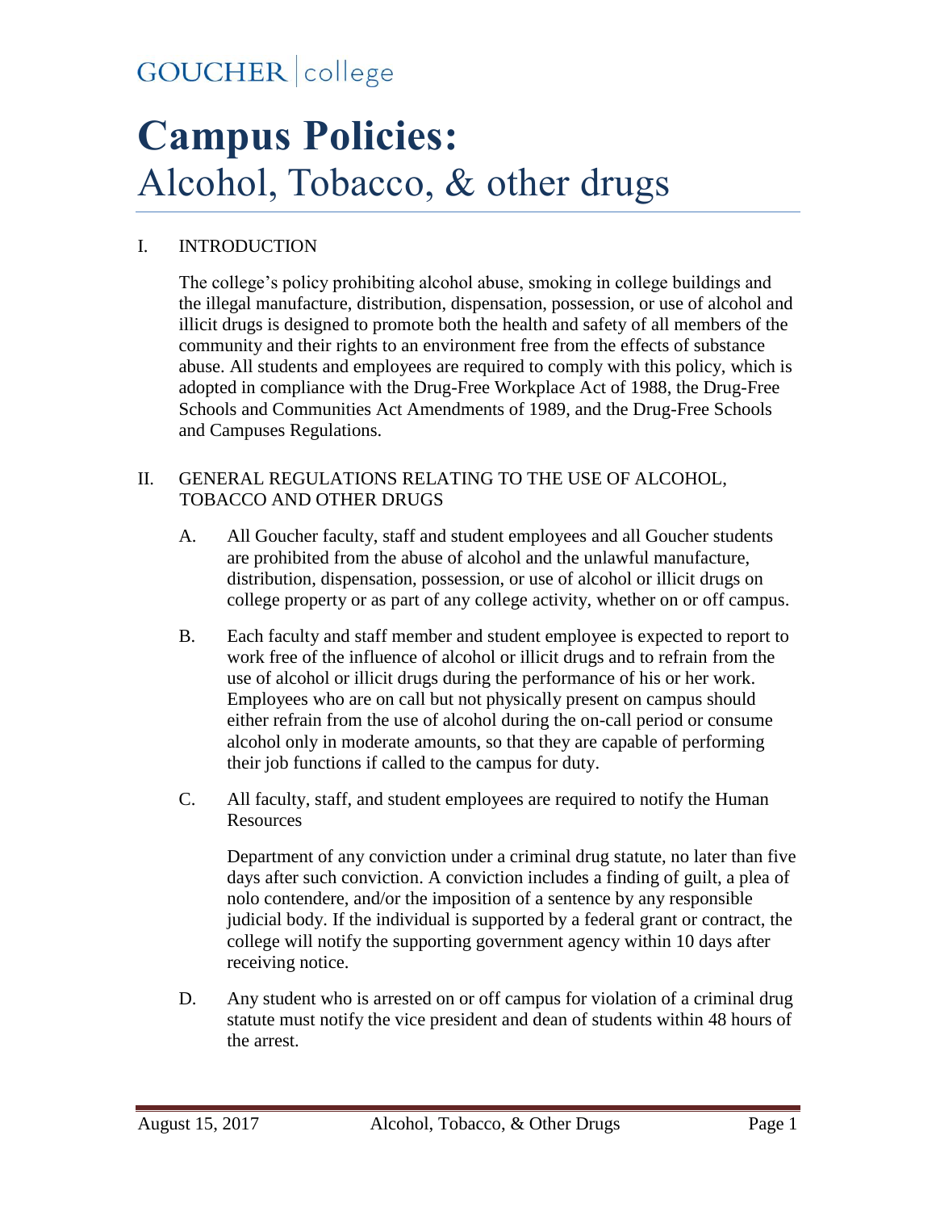GOUCHER | college

# Campus Policies:

## Alcohol, Tobacco, & other drugs

I. INTRODUCTION

The college's policy prohibiting alcohol abuse, smoking in college buildings and the illegal manufacture, distribution, dispensation, possession, or use of alcohol and illicit drugs is designed to promote both the health and safety of all members of the community and their rights to an environment free from the effects of substance abuse. All students and employees are required to comply with this policy, which is adopted in compliance with the Drug-Free Workplace Act of 1988, the Drug-Free Schools and Communities Act Amendments of 1989, and the Drug-Free Schools and Campuses Regulations.

II. GENERAL REGULATIONS RELATING TO THE USE OF ALCOHOL, TOBACCO AND OTHER DRUGS

A. All Goucher faculty, staff and student employees and all Goucher students are prohibited from the abuse of alcohol and the unlawful manufacture, distribution, dispensation, possession, or use of alcohol or illicit drugs on college property or as part of any college activity, whether on or off campus.

B. Each faculty and staff member and student employee is expected to report to work free of the influence of alcohol or illicit drugs and to refrain from the use of alcohol or illicit drugs during the performance of his or her work. Employees who are on call but not physically present on campus should either refrain from the use of alcohol during the on-call period or consume alcohol only in moderate amounts, so that they are capable of performing their job functions if called to the campus for duty.

C. All faculty, staff, and student employees are required to notify the Human Resources

Department of any conviction under a criminal drug statute, no later than five days after such conviction. A conviction includes a finding of guilt, a plea of nolo contendere, and/or the imposition of a sentence by any responsible judicial body. If the individual is supported by a federal grant or contract, the college will notify the supporting government agency within 10 days after receiving notice.

D. Any student who is arrested on or off campus for violation of a criminal drug statute must notify the vice president and dean of students within 48 hours of the arrest.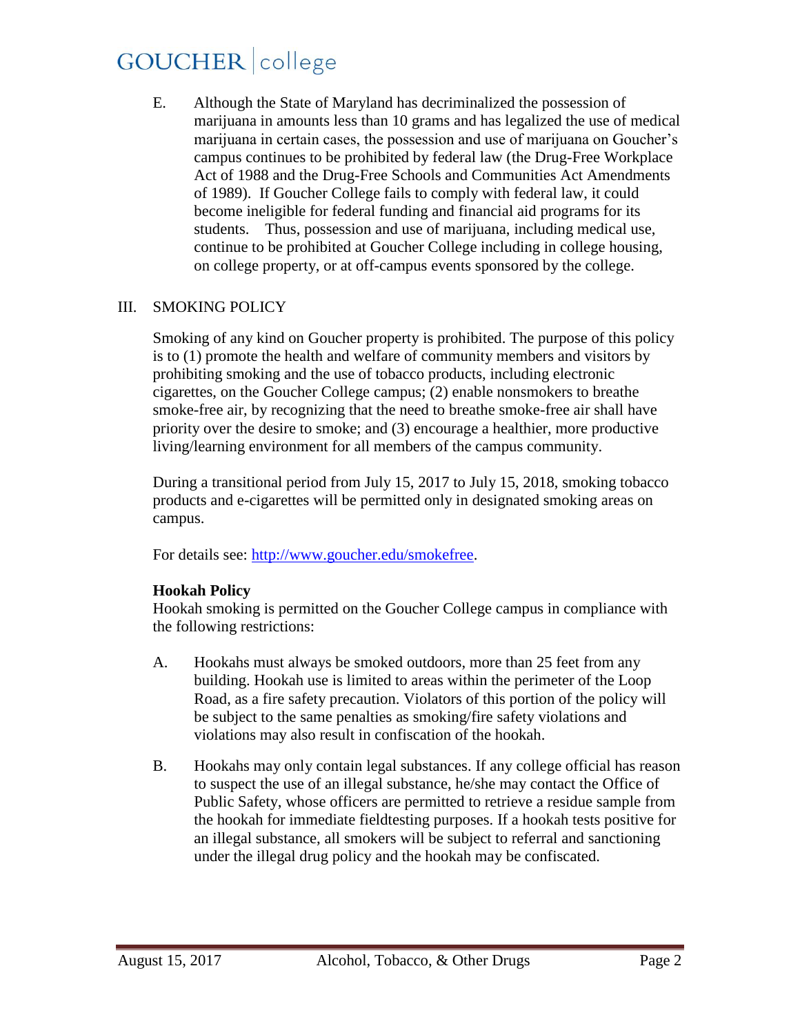E. Although the State of Maryland has decriminalized the possession of marijuana in amounts less than 10 grams and has legalized the use of medical marijuana in certain cases, the possession and use of marijuana on Goucher's campus continues to be prohibited by federal law (the Drug-Free Workplace Act of 1988 and the Drug-Free Schools and Communities Act Amendments of 1989). If Goucher College fails to comply with federal law, it could become ineligible for federal funding and financial aid programs for its students. Thus, possession and use of marijuana, including medical use, continue to be prohibited at Goucher College including in college housing, on college property, or at off-campus events sponsored by the college.

## III. SMOKING POLICY

Smoking of any kind on Goucher property is prohibited. The purpose of this policy is to (1) promote the health and welfare of community members and visitors by prohibiting smoking and the use of tobacco products, including electronic cigarettes, on the Goucher College campus; (2) enable nonsmokers to breathe smoke-free air, by recognizing that the need to breathe smoke-free air shall have priority over the desire to smoke; and (3) encourage a healthier, more productive living/learning environment for all members of the campus community.

During a transitional period from July 15, 2017 to July 15, 2018, smoking tobacco products and e-cigarettes will be permitted only in designated smoking areas on campus.

For details see: [http://www.goucher.edu/smokefree](http://www.goucher.edu/smokefree).

### Hookah Policy

Hookah smoking is permitted on the Goucher College campus in compliance with the following restrictions:

A. Hookahs must always be smoked outdoors, more than 25 feet from any building. Hookah use is limited to areas within the perimeter of the Loop Road, as a fire safety precaution. Violators of this portion of the policy will be subject to the same penalties as smoking/fire safety violations and violations may also result in confiscation of the hookah.

B. Hookahs may only contain legal substances. If any college official has reason to suspect the use of an illegal substance, he/she may contact the Office of Public Safety, whose officers are permitted to retrieve a residue sample from the hookah for immediate fieldtesting purposes. If a hookah tests positive for an illegal substance, all smokers will be subject to referral and sanctioning under the illegal drug policy and the hookah may be confiscated.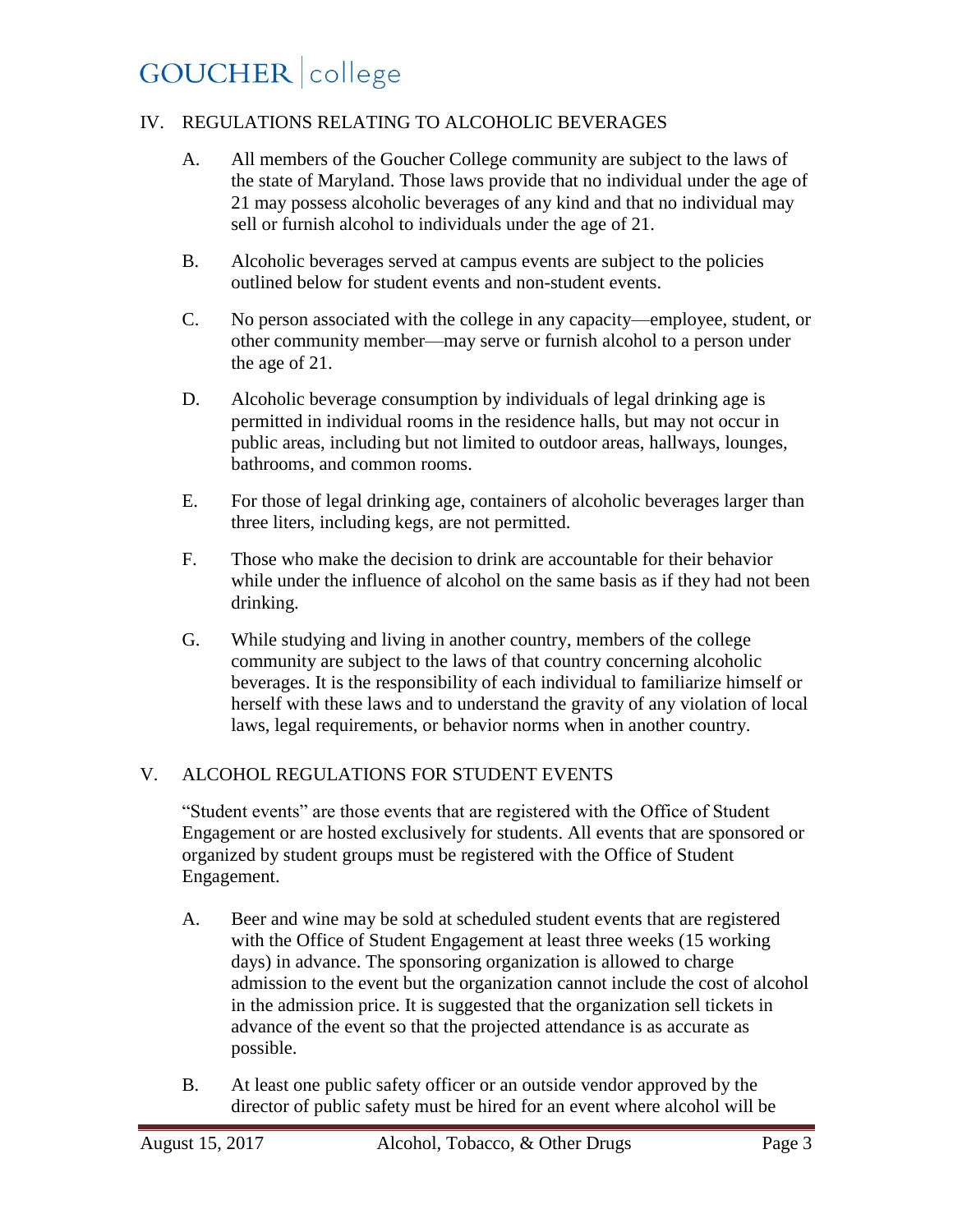## IV. REGULATIONS RELATING TO ALCOHOLIC BEVERAGES

A. All members of the Goucher College community are subject to the laws of the state of Maryland. Those laws provide that no individual under the age of 21 may possess alcoholic beverages of any kind and that no individual may sell or furnish alcohol to individuals under the age of 21.

B. Alcoholic beverages served at campus events are subject to the policies outlined below for student events and non-student events.

C. No person associated with the college in any capacity—employee, student, or other community member—may serve or furnish alcohol to a person under the age of 21.

D. Alcoholic beverage consumption by individuals of legal drinking age is permitted in individual rooms in the residence halls, but may not occur in public areas, including but not limited to outdoor areas, hallways, lounges, bathrooms, and common rooms.

E. For those of legal drinking age, containers of alcoholic beverages larger than three liters, including kegs, are not permitted.

F. Those who make the decision to drink are accountable for their behavior while under the influence of alcohol on the same basis as if they had not been drinking.

G. While studying and living in another country, members of the college community are subject to the laws of that country concerning alcoholic beverages. It is the responsibility of each individual to familiarize himself or herself with these laws and to understand the gravity of any violation of local laws, legal requirements, or behavior norms when in another country.

## V. ALCOHOL REGULATIONS FOR STUDENT EVENTS

"Student events" are those events that are registered with the Office of Student Engagement or are hosted exclusively for students. All events that are sponsored or organized by student groups must be registered with the Office of Student Engagement.

A. Beer and wine may be sold at scheduled student events that are registered with the Office of Student Engagement at least three weeks (15 working days) in advance. The sponsoring organization is allowed to charge admission to the event but the organization cannot include the cost of alcohol in the admission price. It is suggested that the organization sell tickets in advance of the event so that the projected attendance is as accurate as possible.

B. At least one public safety officer or an outside vendor approved by the director of public safety must be hired for an event where alcohol will be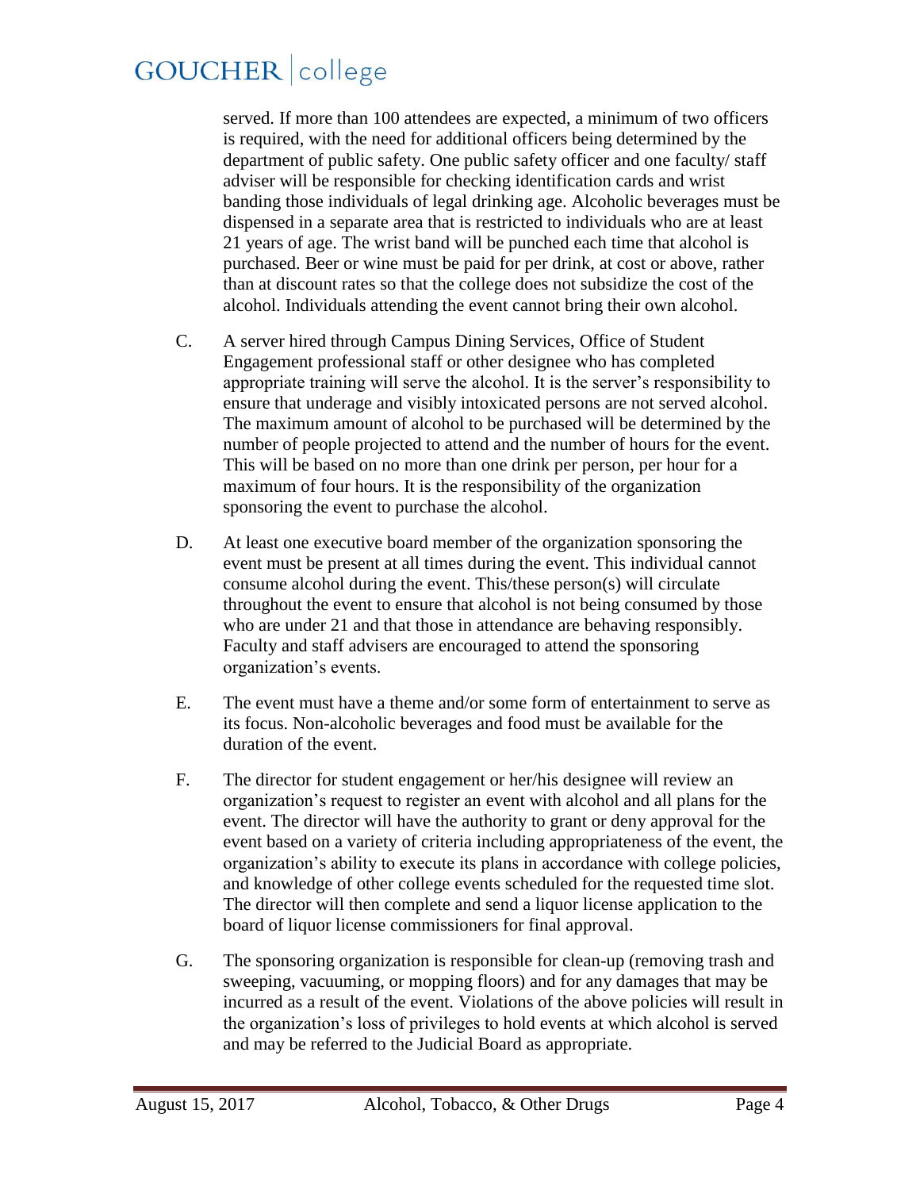served. If more than 100 attendees are expected, a minimum of two officers is required, with the need for additional officers being determined by the department of public safety. One public safety officer and one faculty/ staff adviser will be responsible for checking identification cards and wrist banding those individuals of legal drinking age. Alcoholic beverages must be dispensed in a separate area that is restricted to individuals who are at least 21 years of age. The wrist band will be punched each time that alcohol is purchased. Beer or wine must be paid for per drink, at cost or above, rather than at discount rates so that the college does not subsidize the cost of the alcohol. Individuals attending the event cannot bring their own alcohol.

C. A server hired through Campus Dining Services, Office of Student Engagement professional staff or other designee who has completed appropriate training will serve the alcohol. It is the server's responsibility to ensure that underage and visibly intoxicated persons are not served alcohol. The maximum amount of alcohol to be purchased will be determined by the number of people projected to attend and the number of hours for the event. This will be based on no more than one drink per person, per hour for a maximum of four hours. It is the responsibility of the organization sponsoring the event to purchase the alcohol.

D. At least one executive board member of the organization sponsoring the event must be present at all times during the event. This individual cannot consume alcohol during the event. This/these person(s) will circulate throughout the event to ensure that alcohol is not being consumed by those who are under 21 and that those in attendance are behaving responsibly. Faculty and staff advisers are encouraged to attend the sponsoring organization's events.

E. The event must have a theme and/or some form of entertainment to serve as its focus. Non-alcoholic beverages and food must be available for the duration of the event.

F. The director for student engagement or her/his designee will review an organization's request to register an event with alcohol and all plans for the event. The director will have the authority to grant or deny approval for the event based on a variety of criteria including appropriateness of the event, the organization's ability to execute its plans in accordance with college policies, and knowledge of other college events scheduled for the requested time slot. The director will then complete and send a liquor license application to the board of liquor license commissioners for final approval.

G. The sponsoring organization is responsible for clean-up (removing trash and sweeping, vacuuming, or mopping floors) and for any damages that may be incurred as a result of the event. Violations of the above policies will result in the organization's loss of privileges to hold events at which alcohol is served and may be referred to the Judicial Board as appropriate.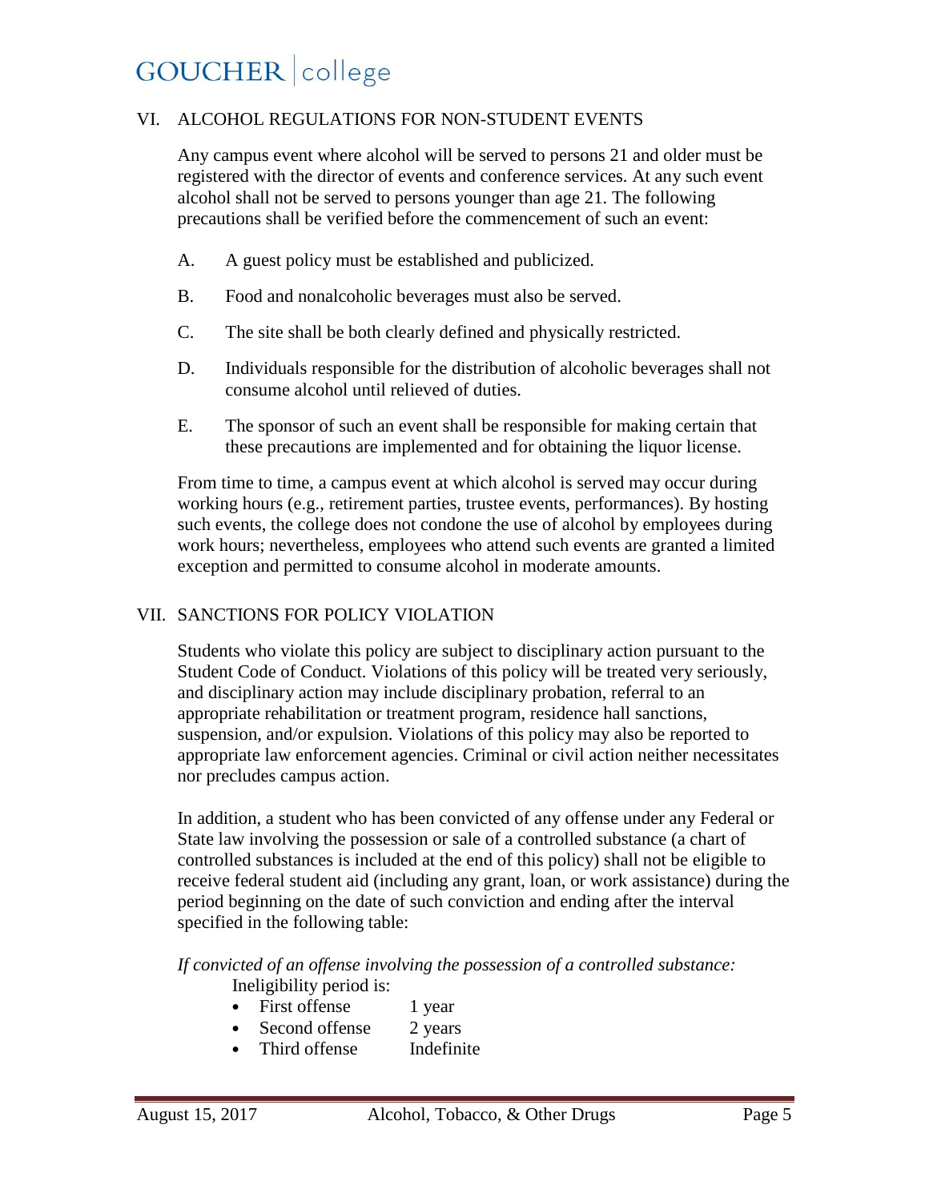## VI. ALCOHOL REGULATIONS FOR NON-STUDENT EVENTS

Any campus event where alcohol will be served to persons 21 and older must be registered with the director of events and conference services. At any such event alcohol shall not be served to persons younger than age 21. The following precautions shall be verified before the commencement of such an event:

A. A guest policy must be established and publicized.

B. Food and nonalcoholic beverages must also be served.

C. The site shall be both clearly defined and physically restricted.

D. Individuals responsible for the distribution of alcoholic beverages shall not consume alcohol until relieved of duties.

E. The sponsor of such an event shall be responsible for making certain that these precautions are implemented and for obtaining the liquor license.

From time to time, a campus event at which alcohol is served may occur during working hours (e.g., retirement parties, trustee events, performances). By hosting such events, the college does not condone the use of alcohol by employees during work hours; nevertheless, employees who attend such events are granted a limited exception and permitted to consume alcohol in moderate amounts.

## VII. SANCTIONS FOR POLICY VIOLATION

Students who violate this policy are subject to disciplinary action pursuant to the Student Code of Conduct. Violations of this policy will be treated very seriously, and disciplinary action may include disciplinary probation, referral to an appropriate rehabilitation or treatment program, residence hall sanctions, suspension, and/or expulsion. Violations of this policy may also be reported to appropriate law enforcement agencies. Criminal or civil action neither necessitates nor precludes campus action.

In addition, a student who has been convicted of any offense under any Federal or State law involving the possession or sale of a controlled substance (a chart of controlled substances is included at the end of this policy) shall not be eligible to receive federal student aid (including any grant, loan, or work assistance) during the period beginning on the date of such conviction and ending after the interval specified in the following table:

*If convicted of an offense involving the possession of a controlled substance:*

Ineligibility period is:

- First offense — 1 year
- Second offense — 2 years
- Third offense — Indefinite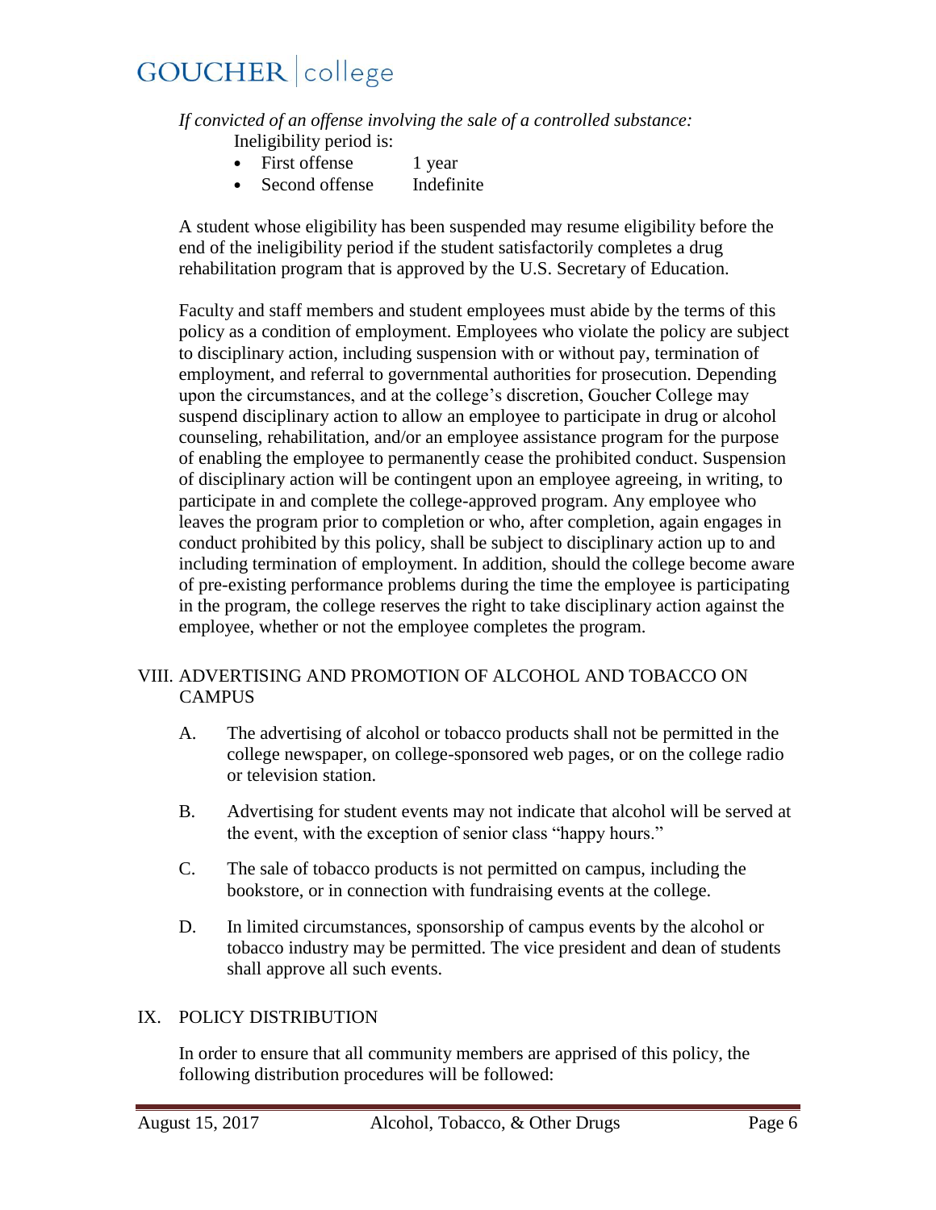*If convicted of an offense involving the sale of a controlled substance:*

Ineligibility period is:

- First offense 1 year
- Second offense Indefinite

A student whose eligibility has been suspended may resume eligibility before the end of the ineligibility period if the student satisfactorily completes a drug rehabilitation program that is approved by the U.S. Secretary of Education.

Faculty and staff members and student employees must abide by the terms of this policy as a condition of employment. Employees who violate the policy are subject to disciplinary action, including suspension with or without pay, termination of employment, and referral to governmental authorities for prosecution. Depending upon the circumstances, and at the college's discretion, Goucher College may suspend disciplinary action to allow an employee to participate in drug or alcohol counseling, rehabilitation, and/or an employee assistance program for the purpose of enabling the employee to permanently cease the prohibited conduct. Suspension of disciplinary action will be contingent upon an employee agreeing, in writing, to participate in and complete the college-approved program. Any employee who leaves the program prior to completion or who, after completion, again engages in conduct prohibited by this policy, shall be subject to disciplinary action up to and including termination of employment. In addition, should the college become aware of pre-existing performance problems during the time the employee is participating in the program, the college reserves the right to take disciplinary action against the employee, whether or not the employee completes the program.

## VIII. ADVERTISING AND PROMOTION OF ALCOHOL AND TOBACCO ON CAMPUS

A. The advertising of alcohol or tobacco products shall not be permitted in the college newspaper, on college-sponsored web pages, or on the college radio or television station.

B. Advertising for student events may not indicate that alcohol will be served at the event, with the exception of senior class "happy hours."

C. The sale of tobacco products is not permitted on campus, including the bookstore, or in connection with fundraising events at the college.

D. In limited circumstances, sponsorship of campus events by the alcohol or tobacco industry may be permitted. The vice president and dean of students shall approve all such events.

## IX. POLICY DISTRIBUTION

In order to ensure that all community members are apprised of this policy, the following distribution procedures will be followed: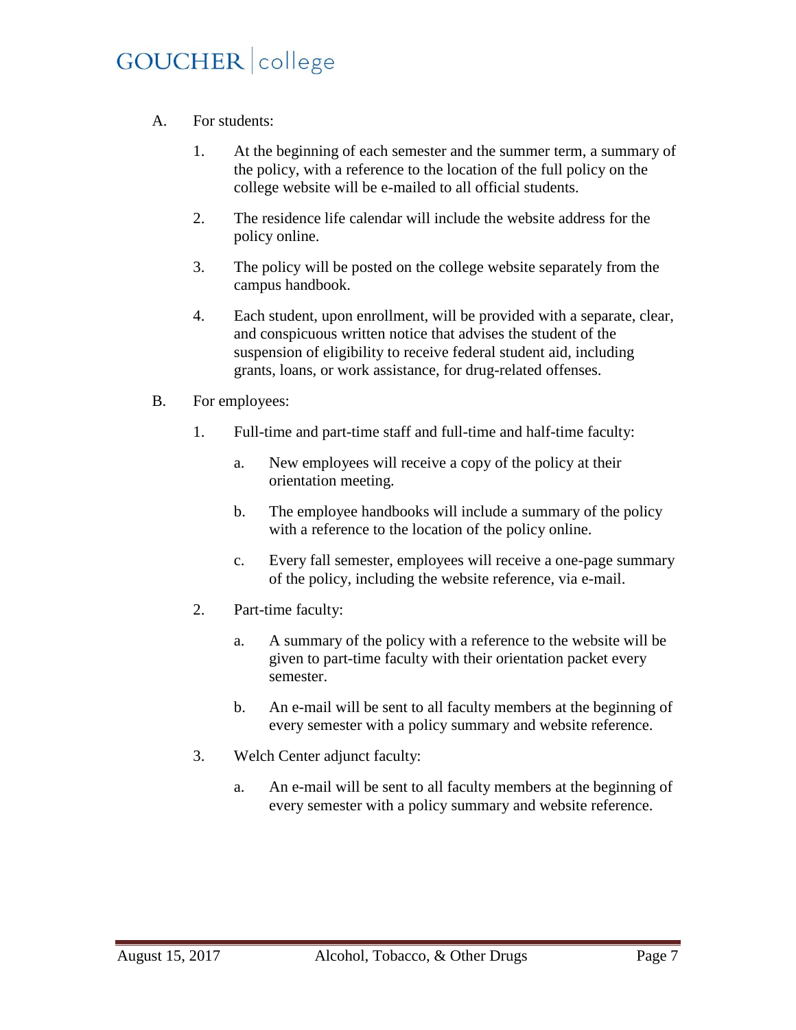A. For students:

   1. At the beginning of each semester and the summer term, a summary of the policy, with a reference to the location of the full policy on the college website will be e-mailed to all official students.

   2. The residence life calendar will include the website address for the policy online.

   3. The policy will be posted on the college website separately from the campus handbook.

   4. Each student, upon enrollment, will be provided with a separate, clear, and conspicuous written notice that advises the student of the suspension of eligibility to receive federal student aid, including grants, loans, or work assistance, for drug-related offenses.

B. For employees:

   1. Full-time and part-time staff and full-time and half-time faculty:

      a. New employees will receive a copy of the policy at their orientation meeting.

      b. The employee handbooks will include a summary of the policy with a reference to the location of the policy online.

      c. Every fall semester, employees will receive a one-page summary of the policy, including the website reference, via e-mail.

   2. Part-time faculty:

      a. A summary of the policy with a reference to the website will be given to part-time faculty with their orientation packet every semester.

      b. An e-mail will be sent to all faculty members at the beginning of every semester with a policy summary and website reference.

   3. Welch Center adjunct faculty:

      a. An e-mail will be sent to all faculty members at the beginning of every semester with a policy summary and website reference.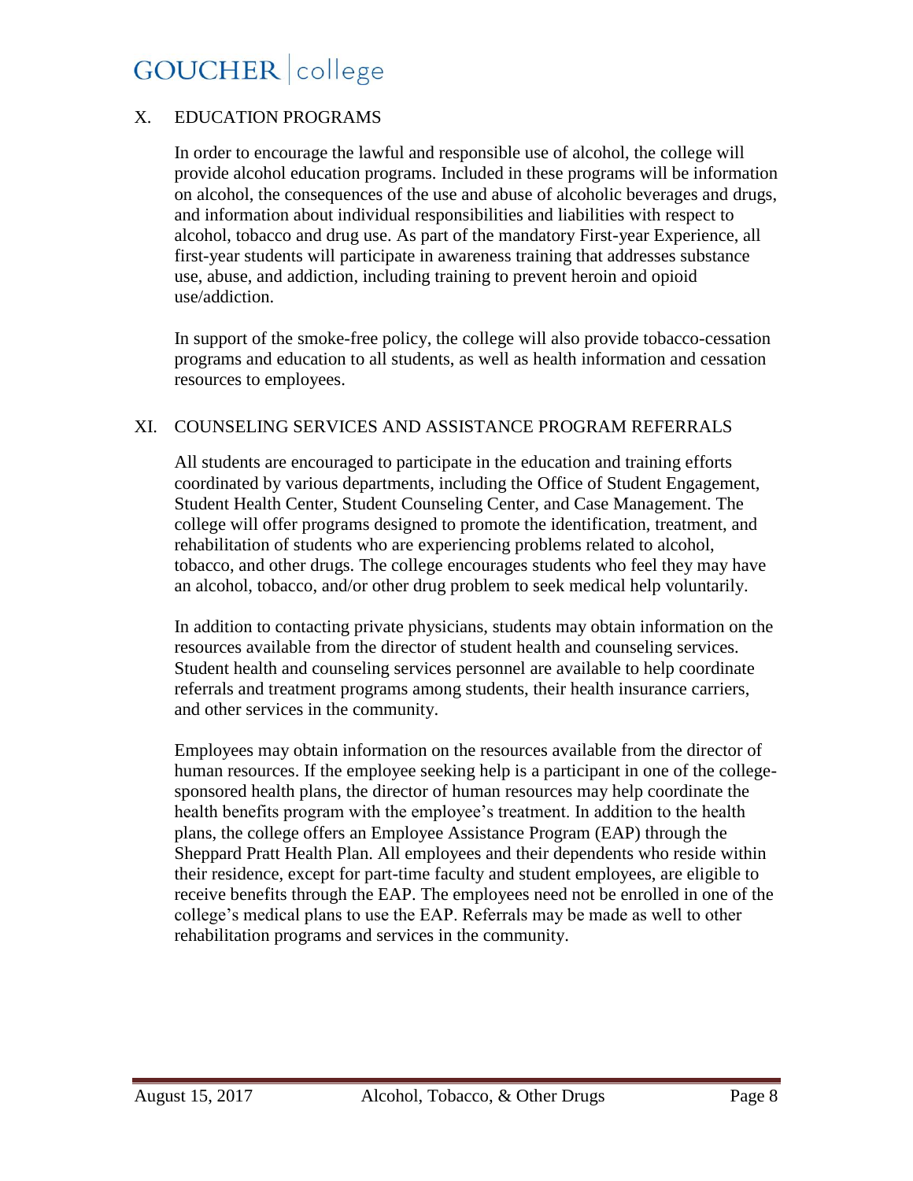## X. EDUCATION PROGRAMS

In order to encourage the lawful and responsible use of alcohol, the college will provide alcohol education programs. Included in these programs will be information on alcohol, the consequences of the use and abuse of alcoholic beverages and drugs, and information about individual responsibilities and liabilities with respect to alcohol, tobacco and drug use. As part of the mandatory First-year Experience, all first-year students will participate in awareness training that addresses substance use, abuse, and addiction, including training to prevent heroin and opioid use/addiction.

In support of the smoke-free policy, the college will also provide tobacco-cessation programs and education to all students, as well as health information and cessation resources to employees.

## XI. COUNSELING SERVICES AND ASSISTANCE PROGRAM REFERRALS

All students are encouraged to participate in the education and training efforts coordinated by various departments, including the Office of Student Engagement, Student Health Center, Student Counseling Center, and Case Management. The college will offer programs designed to promote the identification, treatment, and rehabilitation of students who are experiencing problems related to alcohol, tobacco, and other drugs. The college encourages students who feel they may have an alcohol, tobacco, and/or other drug problem to seek medical help voluntarily.

In addition to contacting private physicians, students may obtain information on the resources available from the director of student health and counseling services. Student health and counseling services personnel are available to help coordinate referrals and treatment programs among students, their health insurance carriers, and other services in the community.

Employees may obtain information on the resources available from the director of human resources. If the employee seeking help is a participant in one of the college-sponsored health plans, the director of human resources may help coordinate the health benefits program with the employee's treatment. In addition to the health plans, the college offers an Employee Assistance Program (EAP) through the Sheppard Pratt Health Plan. All employees and their dependents who reside within their residence, except for part-time faculty and student employees, are eligible to receive benefits through the EAP. The employees need not be enrolled in one of the college's medical plans to use the EAP. Referrals may be made as well to other rehabilitation programs and services in the community.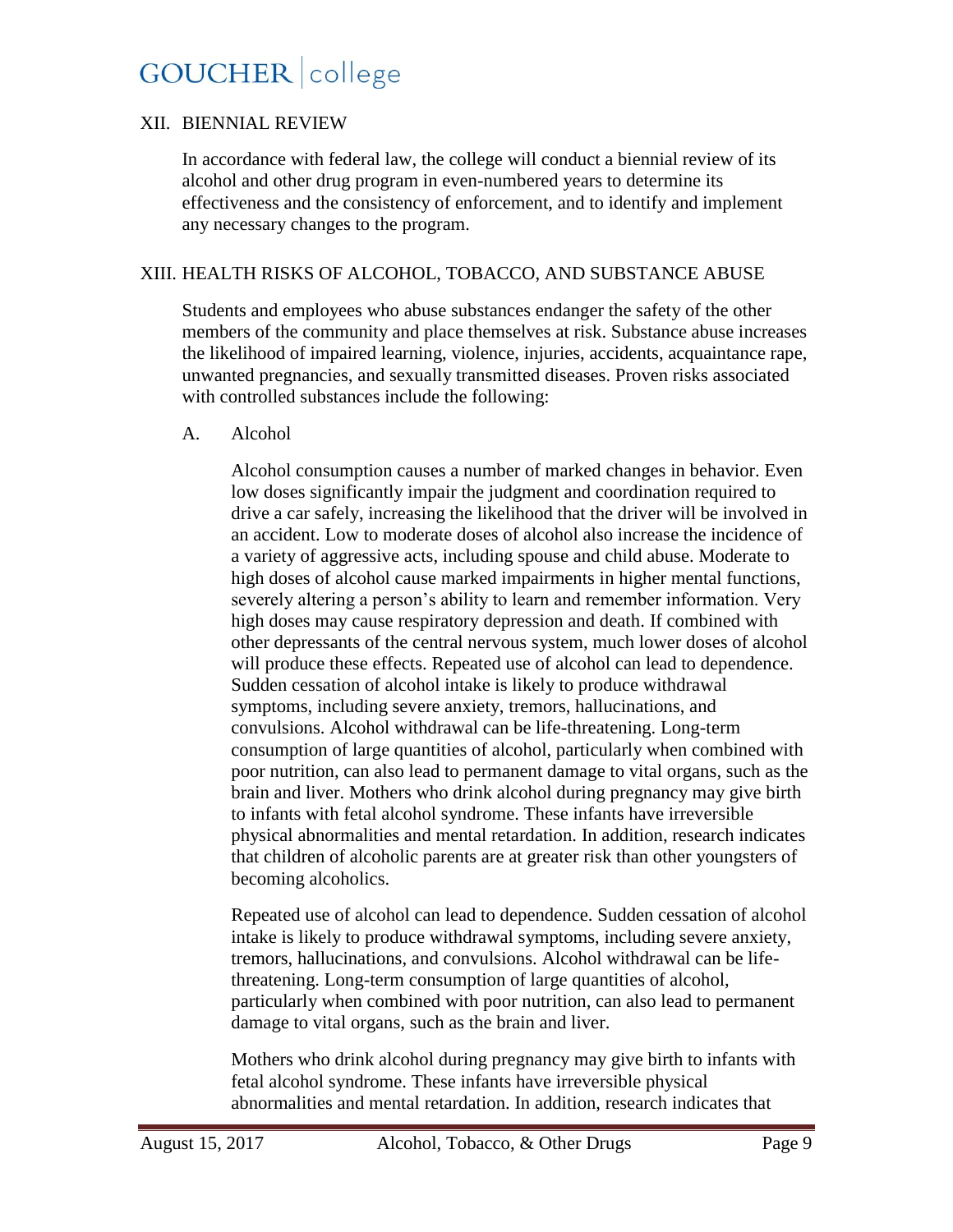## XII. BIENNIAL REVIEW

In accordance with federal law, the college will conduct a biennial review of its alcohol and other drug program in even-numbered years to determine its effectiveness and the consistency of enforcement, and to identify and implement any necessary changes to the program.

## XIII. HEALTH RISKS OF ALCOHOL, TOBACCO, AND SUBSTANCE ABUSE

Students and employees who abuse substances endanger the safety of the other members of the community and place themselves at risk. Substance abuse increases the likelihood of impaired learning, violence, injuries, accidents, acquaintance rape, unwanted pregnancies, and sexually transmitted diseases. Proven risks associated with controlled substances include the following:

### A. Alcohol

Alcohol consumption causes a number of marked changes in behavior. Even low doses significantly impair the judgment and coordination required to drive a car safely, increasing the likelihood that the driver will be involved in an accident. Low to moderate doses of alcohol also increase the incidence of a variety of aggressive acts, including spouse and child abuse. Moderate to high doses of alcohol cause marked impairments in higher mental functions, severely altering a person's ability to learn and remember information. Very high doses may cause respiratory depression and death. If combined with other depressants of the central nervous system, much lower doses of alcohol will produce these effects. Repeated use of alcohol can lead to dependence. Sudden cessation of alcohol intake is likely to produce withdrawal symptoms, including severe anxiety, tremors, hallucinations, and convulsions. Alcohol withdrawal can be life-threatening. Long-term consumption of large quantities of alcohol, particularly when combined with poor nutrition, can also lead to permanent damage to vital organs, such as the brain and liver. Mothers who drink alcohol during pregnancy may give birth to infants with fetal alcohol syndrome. These infants have irreversible physical abnormalities and mental retardation. In addition, research indicates that children of alcoholic parents are at greater risk than other youngsters of becoming alcoholics.

Repeated use of alcohol can lead to dependence. Sudden cessation of alcohol intake is likely to produce withdrawal symptoms, including severe anxiety, tremors, hallucinations, and convulsions. Alcohol withdrawal can be life-threatening. Long-term consumption of large quantities of alcohol, particularly when combined with poor nutrition, can also lead to permanent damage to vital organs, such as the brain and liver.

Mothers who drink alcohol during pregnancy may give birth to infants with fetal alcohol syndrome. These infants have irreversible physical abnormalities and mental retardation. In addition, research indicates that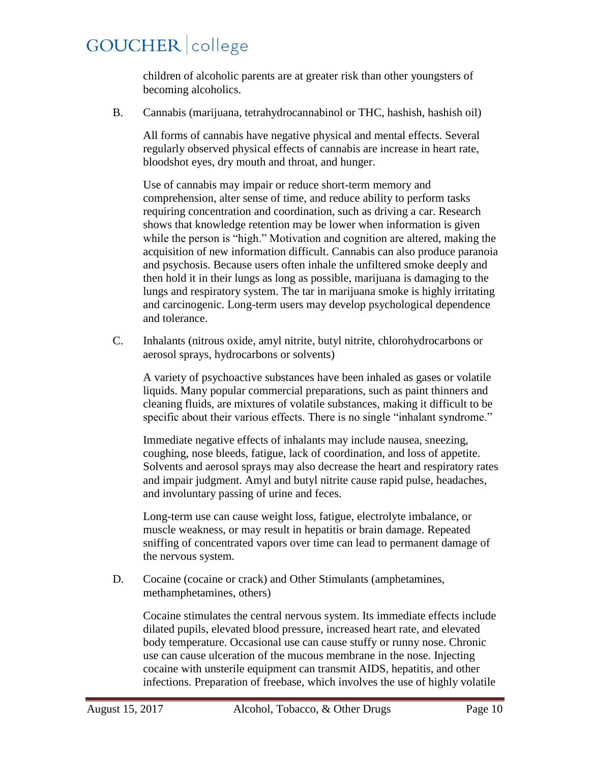children of alcoholic parents are at greater risk than other youngsters of becoming alcoholics.

B. Cannabis (marijuana, tetrahydrocannabinol or THC, hashish, hashish oil)

All forms of cannabis have negative physical and mental effects. Several regularly observed physical effects of cannabis are increase in heart rate, bloodshot eyes, dry mouth and throat, and hunger.

Use of cannabis may impair or reduce short-term memory and comprehension, alter sense of time, and reduce ability to perform tasks requiring concentration and coordination, such as driving a car. Research shows that knowledge retention may be lower when information is given while the person is "high." Motivation and cognition are altered, making the acquisition of new information difficult. Cannabis can also produce paranoia and psychosis. Because users often inhale the unfiltered smoke deeply and then hold it in their lungs as long as possible, marijuana is damaging to the lungs and respiratory system. The tar in marijuana smoke is highly irritating and carcinogenic. Long-term users may develop psychological dependence and tolerance.

C. Inhalants (nitrous oxide, amyl nitrite, butyl nitrite, chlorohydrocarbons or aerosol sprays, hydrocarbons or solvents)

A variety of psychoactive substances have been inhaled as gases or volatile liquids. Many popular commercial preparations, such as paint thinners and cleaning fluids, are mixtures of volatile substances, making it difficult to be specific about their various effects. There is no single "inhalant syndrome."

Immediate negative effects of inhalants may include nausea, sneezing, coughing, nose bleeds, fatigue, lack of coordination, and loss of appetite. Solvents and aerosol sprays may also decrease the heart and respiratory rates and impair judgment. Amyl and butyl nitrite cause rapid pulse, headaches, and involuntary passing of urine and feces.

Long-term use can cause weight loss, fatigue, electrolyte imbalance, or muscle weakness, or may result in hepatitis or brain damage. Repeated sniffing of concentrated vapors over time can lead to permanent damage of the nervous system.

D. Cocaine (cocaine or crack) and Other Stimulants (amphetamines, methamphetamines, others)

Cocaine stimulates the central nervous system. Its immediate effects include dilated pupils, elevated blood pressure, increased heart rate, and elevated body temperature. Occasional use can cause stuffy or runny nose. Chronic use can cause ulceration of the mucous membrane in the nose. Injecting cocaine with unsterile equipment can transmit AIDS, hepatitis, and other infections. Preparation of freebase, which involves the use of highly volatile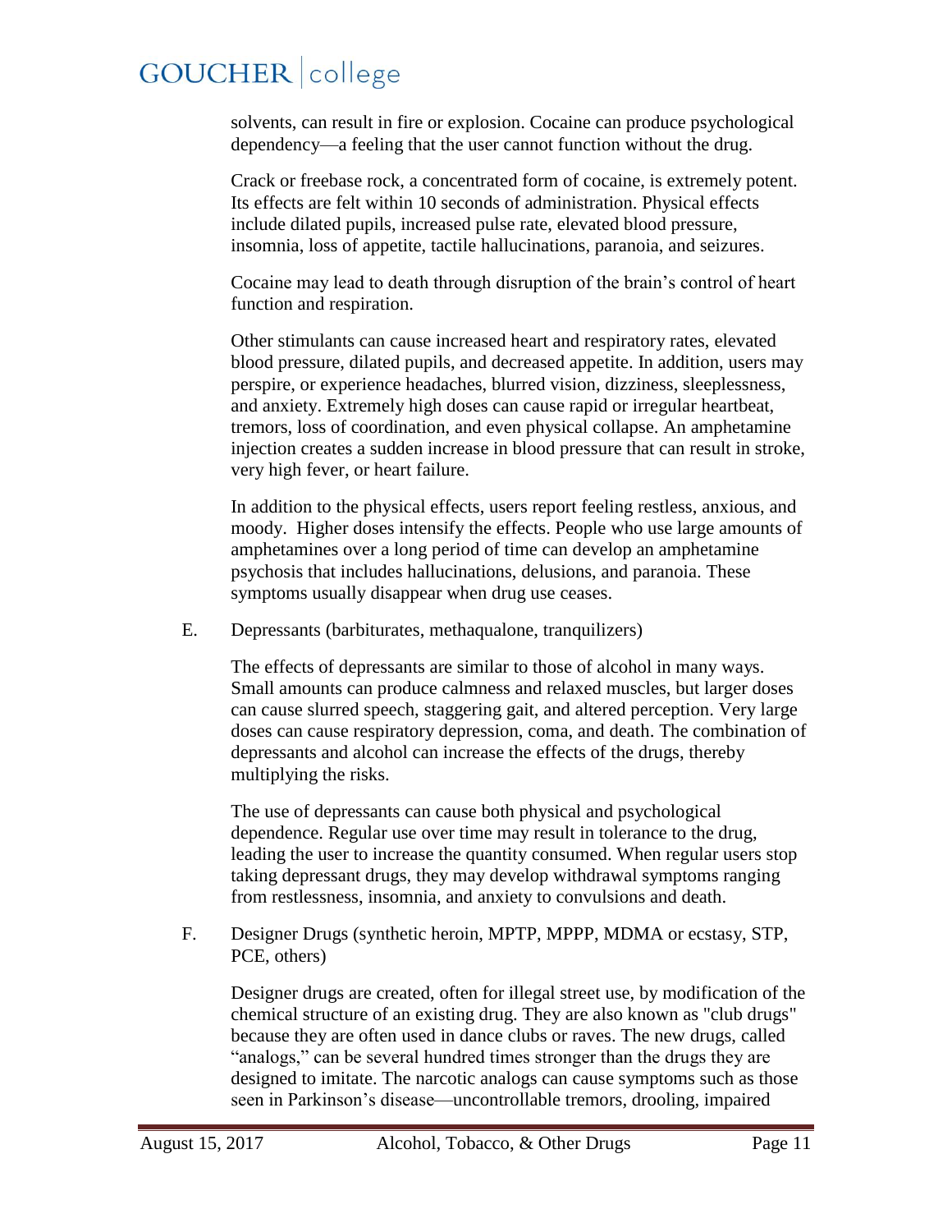solvents, can result in fire or explosion. Cocaine can produce psychological dependency—a feeling that the user cannot function without the drug.

Crack or freebase rock, a concentrated form of cocaine, is extremely potent. Its effects are felt within 10 seconds of administration. Physical effects include dilated pupils, increased pulse rate, elevated blood pressure, insomnia, loss of appetite, tactile hallucinations, paranoia, and seizures.

Cocaine may lead to death through disruption of the brain's control of heart function and respiration.

Other stimulants can cause increased heart and respiratory rates, elevated blood pressure, dilated pupils, and decreased appetite. In addition, users may perspire, or experience headaches, blurred vision, dizziness, sleeplessness, and anxiety. Extremely high doses can cause rapid or irregular heartbeat, tremors, loss of coordination, and even physical collapse. An amphetamine injection creates a sudden increase in blood pressure that can result in stroke, very high fever, or heart failure.

In addition to the physical effects, users report feeling restless, anxious, and moody. Higher doses intensify the effects. People who use large amounts of amphetamines over a long period of time can develop an amphetamine psychosis that includes hallucinations, delusions, and paranoia. These symptoms usually disappear when drug use ceases.

E. Depressants (barbiturates, methaqualone, tranquilizers)

The effects of depressants are similar to those of alcohol in many ways. Small amounts can produce calmness and relaxed muscles, but larger doses can cause slurred speech, staggering gait, and altered perception. Very large doses can cause respiratory depression, coma, and death. The combination of depressants and alcohol can increase the effects of the drugs, thereby multiplying the risks.

The use of depressants can cause both physical and psychological dependence. Regular use over time may result in tolerance to the drug, leading the user to increase the quantity consumed. When regular users stop taking depressant drugs, they may develop withdrawal symptoms ranging from restlessness, insomnia, and anxiety to convulsions and death.

F. Designer Drugs (synthetic heroin, MPTP, MPPP, MDMA or ecstasy, STP, PCE, others)

Designer drugs are created, often for illegal street use, by modification of the chemical structure of an existing drug. They are also known as "club drugs" because they are often used in dance clubs or raves. The new drugs, called "analogs," can be several hundred times stronger than the drugs they are designed to imitate. The narcotic analogs can cause symptoms such as those seen in Parkinson's disease—uncontrollable tremors, drooling, impaired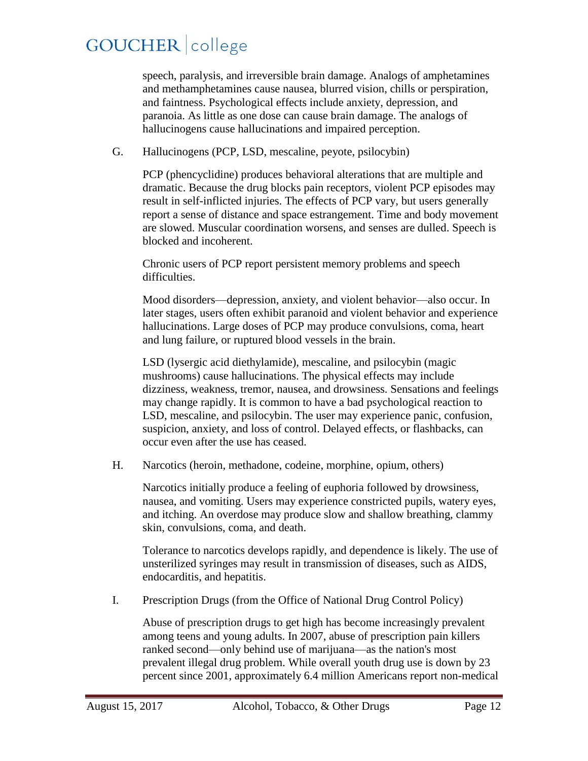speech, paralysis, and irreversible brain damage. Analogs of amphetamines and methamphetamines cause nausea, blurred vision, chills or perspiration, and faintness. Psychological effects include anxiety, depression, and paranoia. As little as one dose can cause brain damage. The analogs of hallucinogens cause hallucinations and impaired perception.

G. Hallucinogens (PCP, LSD, mescaline, peyote, psilocybin)

PCP (phencyclidine) produces behavioral alterations that are multiple and dramatic. Because the drug blocks pain receptors, violent PCP episodes may result in self-inflicted injuries. The effects of PCP vary, but users generally report a sense of distance and space estrangement. Time and body movement are slowed. Muscular coordination worsens, and senses are dulled. Speech is blocked and incoherent.

Chronic users of PCP report persistent memory problems and speech difficulties.

Mood disorders—depression, anxiety, and violent behavior—also occur. In later stages, users often exhibit paranoid and violent behavior and experience hallucinations. Large doses of PCP may produce convulsions, coma, heart and lung failure, or ruptured blood vessels in the brain.

LSD (lysergic acid diethylamide), mescaline, and psilocybin (magic mushrooms) cause hallucinations. The physical effects may include dizziness, weakness, tremor, nausea, and drowsiness. Sensations and feelings may change rapidly. It is common to have a bad psychological reaction to LSD, mescaline, and psilocybin. The user may experience panic, confusion, suspicion, anxiety, and loss of control. Delayed effects, or flashbacks, can occur even after the use has ceased.

H. Narcotics (heroin, methadone, codeine, morphine, opium, others)

Narcotics initially produce a feeling of euphoria followed by drowsiness, nausea, and vomiting. Users may experience constricted pupils, watery eyes, and itching. An overdose may produce slow and shallow breathing, clammy skin, convulsions, coma, and death.

Tolerance to narcotics develops rapidly, and dependence is likely. The use of unsterilized syringes may result in transmission of diseases, such as AIDS, endocarditis, and hepatitis.

I. Prescription Drugs (from the Office of National Drug Control Policy)

Abuse of prescription drugs to get high has become increasingly prevalent among teens and young adults. In 2007, abuse of prescription pain killers ranked second—only behind use of marijuana—as the nation's most prevalent illegal drug problem. While overall youth drug use is down by 23 percent since 2001, approximately 6.4 million Americans report non-medical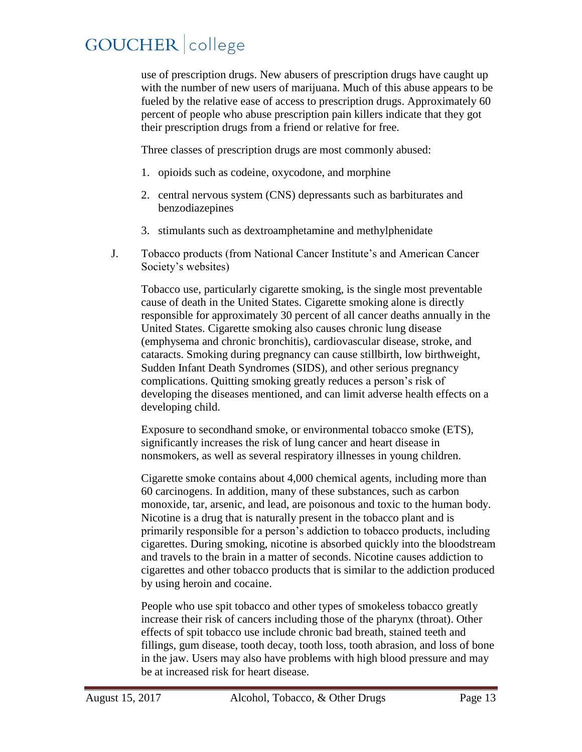use of prescription drugs. New abusers of prescription drugs have caught up with the number of new users of marijuana. Much of this abuse appears to be fueled by the relative ease of access to prescription drugs. Approximately 60 percent of people who abuse prescription pain killers indicate that they got their prescription drugs from a friend or relative for free.

Three classes of prescription drugs are most commonly abused:

1. opioids such as codeine, oxycodone, and morphine
2. central nervous system (CNS) depressants such as barbiturates and benzodiazepines
3. stimulants such as dextroamphetamine and methylphenidate

J. Tobacco products (from National Cancer Institute's and American Cancer Society's websites)

Tobacco use, particularly cigarette smoking, is the single most preventable cause of death in the United States. Cigarette smoking alone is directly responsible for approximately 30 percent of all cancer deaths annually in the United States. Cigarette smoking also causes chronic lung disease (emphysema and chronic bronchitis), cardiovascular disease, stroke, and cataracts. Smoking during pregnancy can cause stillbirth, low birthweight, Sudden Infant Death Syndromes (SIDS), and other serious pregnancy complications. Quitting smoking greatly reduces a person's risk of developing the diseases mentioned, and can limit adverse health effects on a developing child.

Exposure to secondhand smoke, or environmental tobacco smoke (ETS), significantly increases the risk of lung cancer and heart disease in nonsmokers, as well as several respiratory illnesses in young children.

Cigarette smoke contains about 4,000 chemical agents, including more than 60 carcinogens. In addition, many of these substances, such as carbon monoxide, tar, arsenic, and lead, are poisonous and toxic to the human body. Nicotine is a drug that is naturally present in the tobacco plant and is primarily responsible for a person's addiction to tobacco products, including cigarettes. During smoking, nicotine is absorbed quickly into the bloodstream and travels to the brain in a matter of seconds. Nicotine causes addiction to cigarettes and other tobacco products that is similar to the addiction produced by using heroin and cocaine.

People who use spit tobacco and other types of smokeless tobacco greatly increase their risk of cancers including those of the pharynx (throat). Other effects of spit tobacco use include chronic bad breath, stained teeth and fillings, gum disease, tooth decay, tooth loss, tooth abrasion, and loss of bone in the jaw. Users may also have problems with high blood pressure and may be at increased risk for heart disease.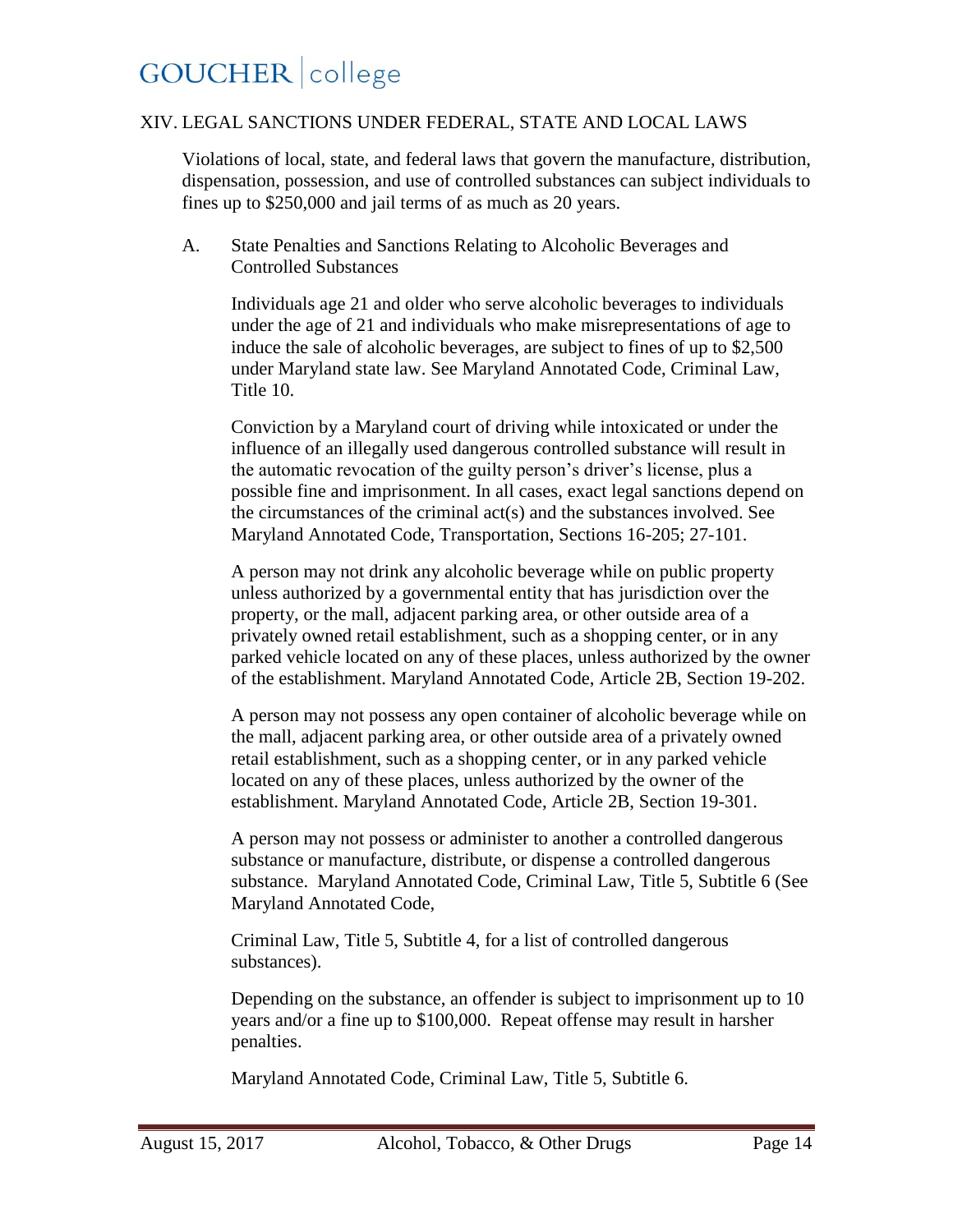## XIV. LEGAL SANCTIONS UNDER FEDERAL, STATE AND LOCAL LAWS

Violations of local, state, and federal laws that govern the manufacture, distribution, dispensation, possession, and use of controlled substances can subject individuals to fines up to $250,000 and jail terms of as much as 20 years.

### A. State Penalties and Sanctions Relating to Alcoholic Beverages and Controlled Substances

Individuals age 21 and older who serve alcoholic beverages to individuals under the age of 21 and individuals who make misrepresentations of age to induce the sale of alcoholic beverages, are subject to fines of up to $2,500 under Maryland state law. See Maryland Annotated Code, Criminal Law, Title 10.

Conviction by a Maryland court of driving while intoxicated or under the influence of an illegally used dangerous controlled substance will result in the automatic revocation of the guilty person's driver's license, plus a possible fine and imprisonment. In all cases, exact legal sanctions depend on the circumstances of the criminal act(s) and the substances involved. See Maryland Annotated Code, Transportation, Sections 16-205; 27-101.

A person may not drink any alcoholic beverage while on public property unless authorized by a governmental entity that has jurisdiction over the property, or the mall, adjacent parking area, or other outside area of a privately owned retail establishment, such as a shopping center, or in any parked vehicle located on any of these places, unless authorized by the owner of the establishment. Maryland Annotated Code, Article 2B, Section 19-202.

A person may not possess any open container of alcoholic beverage while on the mall, adjacent parking area, or other outside area of a privately owned retail establishment, such as a shopping center, or in any parked vehicle located on any of these places, unless authorized by the owner of the establishment. Maryland Annotated Code, Article 2B, Section 19-301.

A person may not possess or administer to another a controlled dangerous substance or manufacture, distribute, or dispense a controlled dangerous substance. Maryland Annotated Code, Criminal Law, Title 5, Subtitle 6 (See Maryland Annotated Code,

Criminal Law, Title 5, Subtitle 4, for a list of controlled dangerous substances).

Depending on the substance, an offender is subject to imprisonment up to 10 years and/or a fine up to $100,000. Repeat offense may result in harsher penalties.

Maryland Annotated Code, Criminal Law, Title 5, Subtitle 6.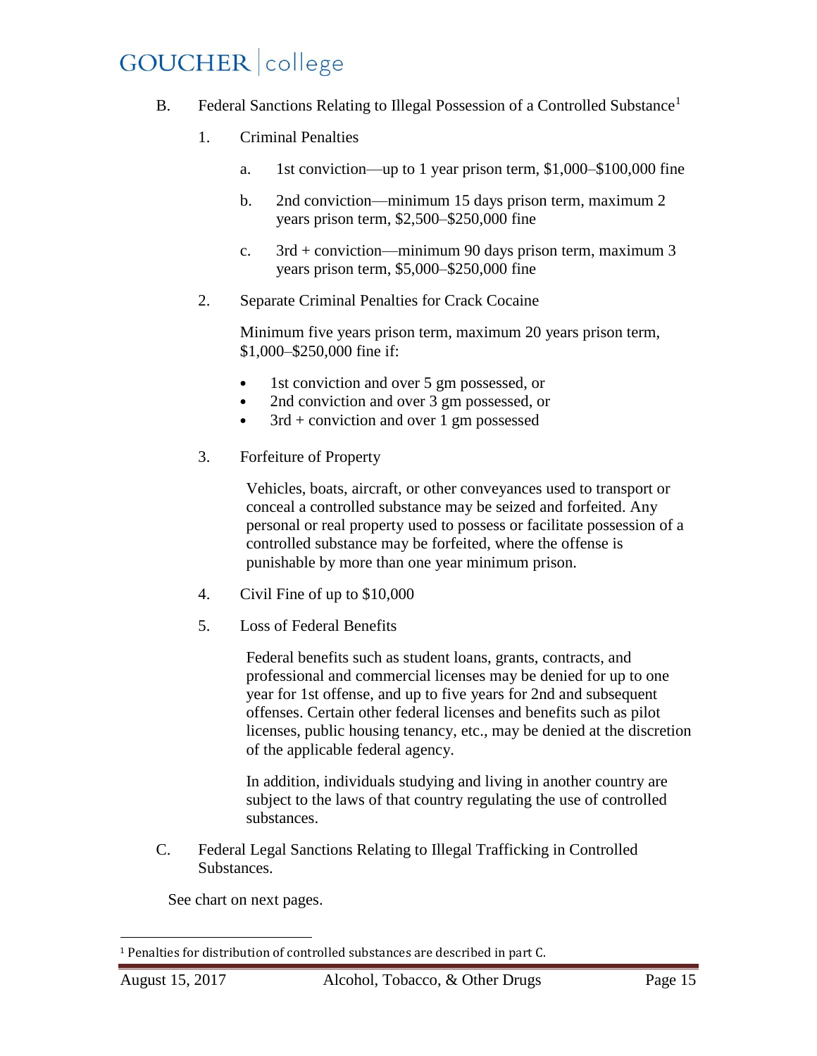B. Federal Sanctions Relating to Illegal Possession of a Controlled Substance[1]

1. Criminal Penalties

   a. 1st conviction—up to 1 year prison term, $1,000–$100,000 fine

   b. 2nd conviction—minimum 15 days prison term, maximum 2 years prison term, $2,500–$250,000 fine

   c. 3rd + conviction—minimum 90 days prison term, maximum 3 years prison term, $5,000–$250,000 fine

2. Separate Criminal Penalties for Crack Cocaine

   Minimum five years prison term, maximum 20 years prison term, $1,000–$250,000 fine if:

   - 1st conviction and over 5 gm possessed, or
   - 2nd conviction and over 3 gm possessed, or
   - 3rd + conviction and over 1 gm possessed

3. Forfeiture of Property

   Vehicles, boats, aircraft, or other conveyances used to transport or conceal a controlled substance may be seized and forfeited. Any personal or real property used to possess or facilitate possession of a controlled substance may be forfeited, where the offense is punishable by more than one year minimum prison.

4. Civil Fine of up to $10,000

5. Loss of Federal Benefits

   Federal benefits such as student loans, grants, contracts, and professional and commercial licenses may be denied for up to one year for 1st offense, and up to five years for 2nd and subsequent offenses. Certain other federal licenses and benefits such as pilot licenses, public housing tenancy, etc., may be denied at the discretion of the applicable federal agency.

   In addition, individuals studying and living in another country are subject to the laws of that country regulating the use of controlled substances.

C. Federal Legal Sanctions Relating to Illegal Trafficking in Controlled Substances.

See chart on next pages.

[1] Penalties for distribution of controlled substances are described in part C.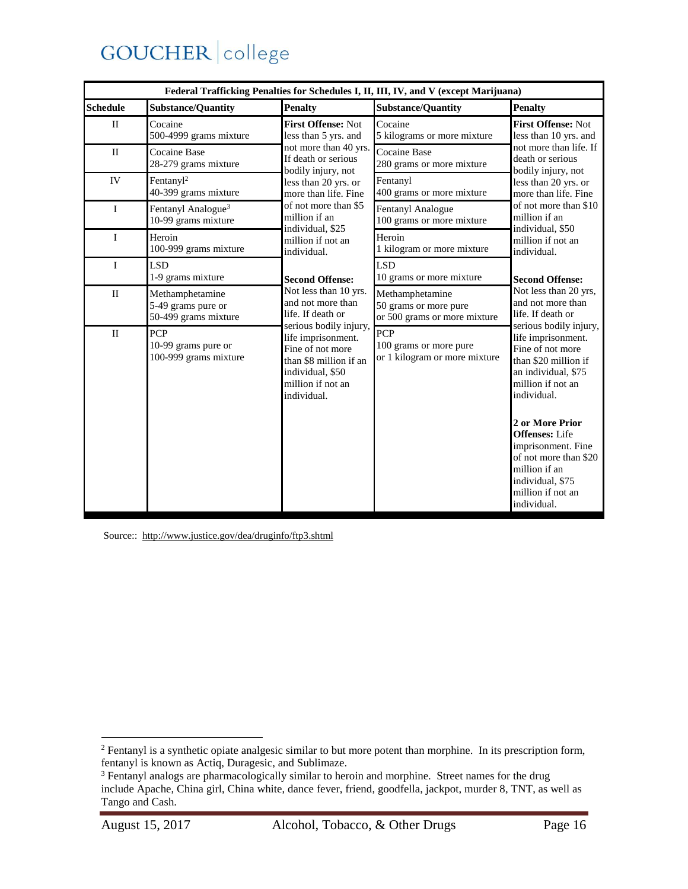| Federal Trafficking Penalties for Schedules I, II, III, IV, and V (except Marijuana) | | | | |
|---|---|---|---|---|
| **Schedule** | **Substance/Quantity** | **Penalty** | **Substance/Quantity** | **Penalty** |
| II | Cocaine 500-4999 grams mixture | **First Offense:** Not less than 5 yrs. and not more than 40 yrs. If death or serious bodily injury, not less than 20 yrs. or more than life. Fine of not more than $5 million if an individual, $25 million if not an individual. **Second Offense:** Not less than 10 yrs. and not more than life. If death or serious bodily injury, life imprisonment. Fine of not more than $8 million if an individual, $50 million if not an individual. | Cocaine 5 kilograms or more mixture | **First Offense:** Not less than 10 yrs. and not more than life. If death or serious bodily injury, not less than 20 yrs. or more than life. Fine of not more than $10 million if an individual, $50 million if not an individual. **Second Offense:** Not less than 20 yrs, and not more than life. If death or serious bodily injury, life imprisonment. Fine of not more than $20 million if an individual, $75 million if not an individual. **2 or More Prior Offenses:** Life imprisonment. Fine of not more than $20 million if an individual, $75 million if not an individual. |
| II | Cocaine Base 28-279 grams mixture | | Cocaine Base 280 grams or more mixture | |
| IV | Fentanyl[2] 40-399 grams mixture | | Fentanyl 400 grams or more mixture | |
| I | Fentanyl Analogue[3] 10-99 grams mixture | | Fentanyl Analogue 100 grams or more mixture | |
| I | Heroin 100-999 grams mixture | | Heroin 1 kilogram or more mixture | |
| I | LSD 1-9 grams mixture | | LSD 10 grams or more mixture | |
| II | Methamphetamine 5-49 grams pure or 50-499 grams mixture | | Methamphetamine 50 grams or more pure or 500 grams or more mixture | |
| II | PCP 10-99 grams pure or 100-999 grams mixture | | PCP 100 grams or more pure or 1 kilogram or more mixture | |

Source:: http://www.justice.gov/dea/druginfo/ftp3.shtml

[2] Fentanyl is a synthetic opiate analgesic similar to but more potent than morphine. In its prescription form, fentanyl is known as Actiq, Duragesic, and Sublimaze.

[3] Fentanyl analogs are pharmacologically similar to heroin and morphine. Street names for the drug include Apache, China girl, China white, dance fever, friend, goodfella, jackpot, murder 8, TNT, as well as Tango and Cash.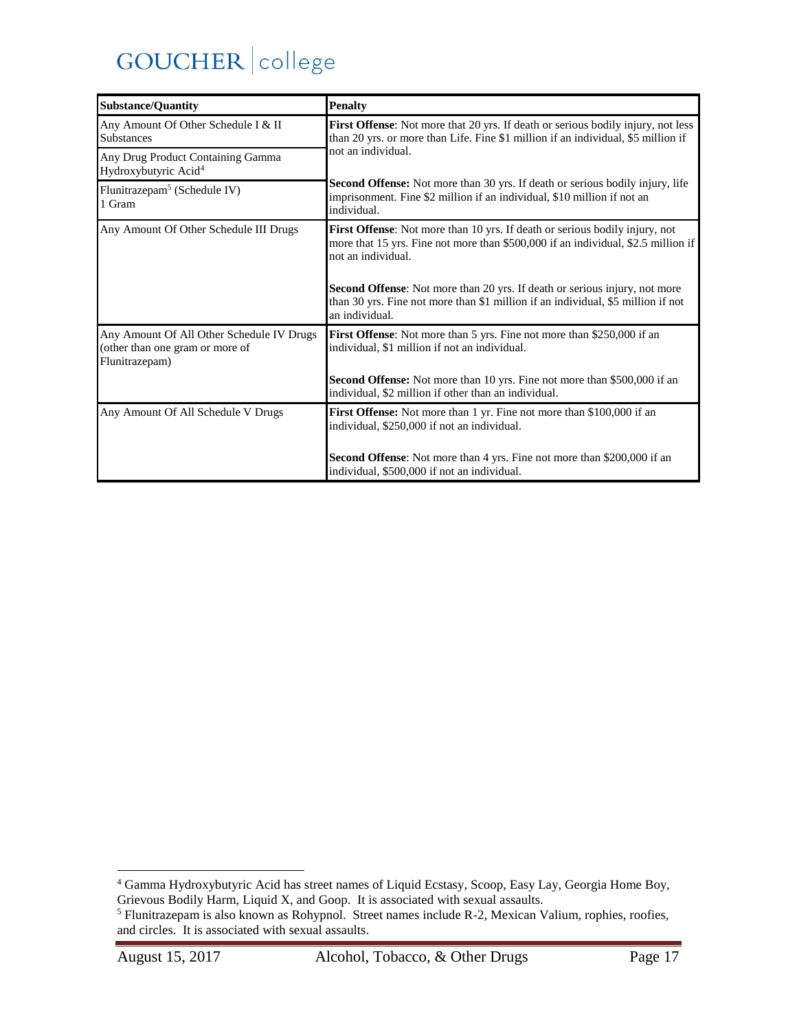| Substance/Quantity | Penalty |
|---|---|
| Any Amount Of Other Schedule I & II Substances | **First Offense**: Not more that 20 yrs. If death or serious bodily injury, not less than 20 yrs. or more than Life. Fine $1 million if an individual, $5 million if not an individual.<br><br>**Second Offense:** Not more than 30 yrs. If death or serious bodily injury, life imprisonment. Fine $2 million if an individual, $10 million if not an individual. |
| Any Drug Product Containing Gamma Hydroxybutyric Acid[4] | |
| Flunitrazepam[5] (Schedule IV) 1 Gram | |
| Any Amount Of Other Schedule III Drugs | **First Offense**: Not more than 10 yrs. If death or serious bodily injury, not more that 15 yrs. Fine not more than $500,000 if an individual, $2.5 million if not an individual.<br><br>**Second Offense**: Not more than 20 yrs. If death or serious injury, not more than 30 yrs. Fine not more than $1 million if an individual, $5 million if not an individual. |
| Any Amount Of All Other Schedule IV Drugs (other than one gram or more of Flunitrazepam) | **First Offense**: Not more than 5 yrs. Fine not more than $250,000 if an individual, $1 million if not an individual.<br><br>**Second Offense:** Not more than 10 yrs. Fine not more than $500,000 if an individual, $2 million if other than an individual. |
| Any Amount Of All Schedule V Drugs | **First Offense:** Not more than 1 yr. Fine not more than $100,000 if an individual, $250,000 if not an individual.<br><br>**Second Offense**: Not more than 4 yrs. Fine not more than $200,000 if an individual, $500,000 if not an individual. |

[4] Gamma Hydroxybutyric Acid has street names of Liquid Ecstasy, Scoop, Easy Lay, Georgia Home Boy, Grievous Bodily Harm, Liquid X, and Goop. It is associated with sexual assaults.

[5] Flunitrazepam is also known as Rohypnol. Street names include R-2, Mexican Valium, rophies, roofies, and circles. It is associated with sexual assaults.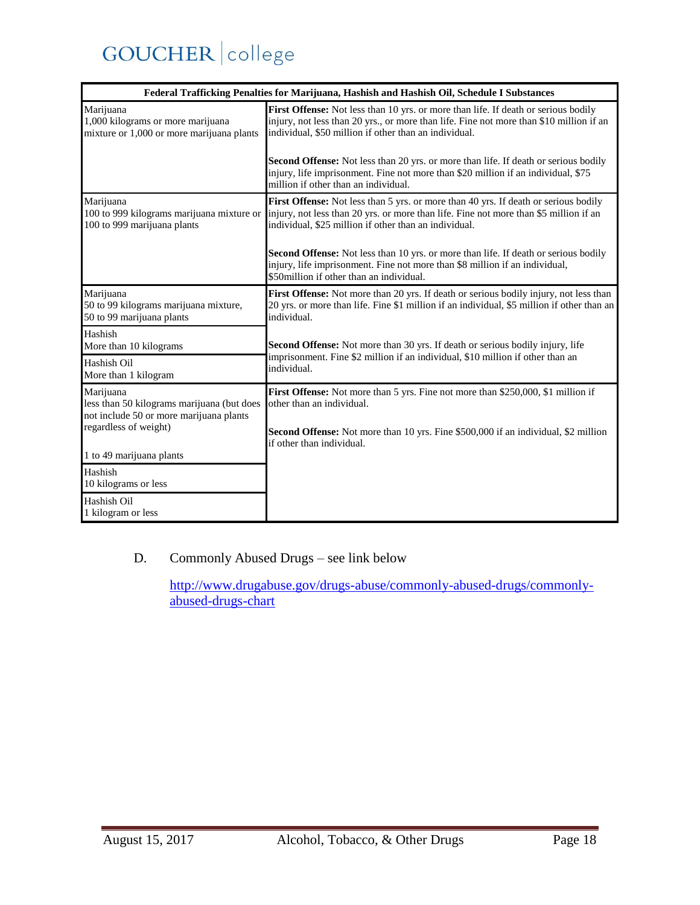| Federal Trafficking Penalties for Marijuana, Hashish and Hashish Oil, Schedule I Substances | |
|---|---|
| Marijuana<br>1,000 kilograms or more marijuana mixture or 1,000 or more marijuana plants | **First Offense:** Not less than 10 yrs. or more than life. If death or serious bodily injury, not less than 20 yrs., or more than life. Fine not more than $10 million if an individual, $50 million if other than an individual.<br><br>**Second Offense:** Not less than 20 yrs. or more than life. If death or serious bodily injury, life imprisonment. Fine not more than $20 million if an individual, $75 million if other than an individual. |
| Marijuana<br>100 to 999 kilograms marijuana mixture or 100 to 999 marijuana plants | **First Offense:** Not less than 5 yrs. or more than 40 yrs. If death or serious bodily injury, not less than 20 yrs. or more than life. Fine not more than $5 million if an individual, $25 million if other than an individual.<br><br>**Second Offense:** Not less than 10 yrs. or more than life. If death or serious bodily injury, life imprisonment. Fine not more than $8 million if an individual, $50million if other than an individual. |
| Marijuana<br>50 to 99 kilograms marijuana mixture, 50 to 99 marijuana plants | **First Offense:** Not more than 20 yrs. If death or serious bodily injury, not less than 20 yrs. or more than life. Fine $1 million if an individual, $5 million if other than an individual.<br><br>**Second Offense:** Not more than 30 yrs. If death or serious bodily injury, life imprisonment. Fine $2 million if an individual, $10 million if other than an individual. |
| Hashish<br>More than 10 kilograms | |
| Hashish Oil<br>More than 1 kilogram | |
| Marijuana<br>less than 50 kilograms marijuana (but does not include 50 or more marijuana plants regardless of weight)<br><br>1 to 49 marijuana plants | **First Offense:** Not more than 5 yrs. Fine not more than $250,000, $1 million if other than an individual.<br><br>**Second Offense:** Not more than 10 yrs. Fine $500,000 if an individual, $2 million if other than individual. |
| Hashish<br>10 kilograms or less | |
| Hashish Oil<br>1 kilogram or less | |

D. Commonly Abused Drugs – see link below

[http://www.drugabuse.gov/drugs-abuse/commonly-abused-drugs/commonly-abused-drugs-chart](http://www.drugabuse.gov/drugs-abuse/commonly-abused-drugs/commonly-abused-drugs-chart)